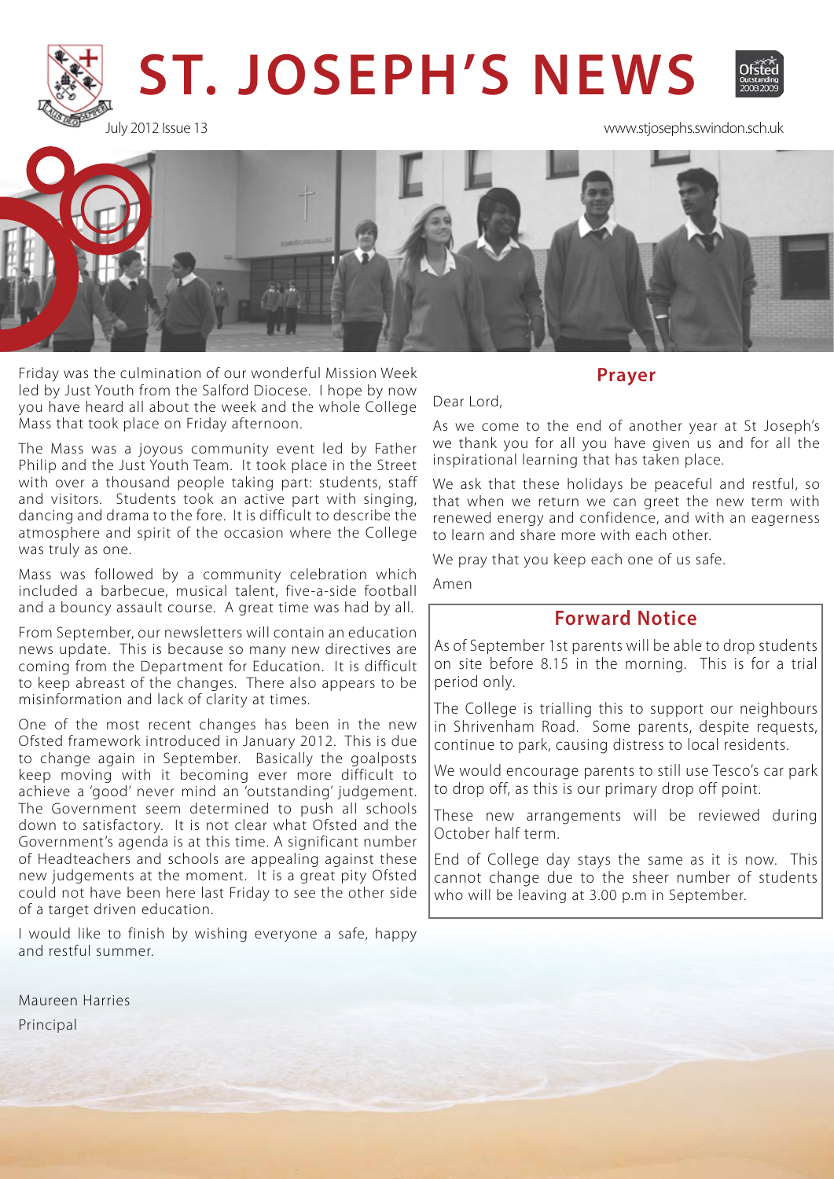# ST. JOSEPH'S NEWS

July 2012 Issue 13

www.stjosephs.swindon.sch.uk

Friday was the culmination of our wonderful Mission Week led by Just Youth from the Salford Diocese. I hope by now you have heard all about the week and the whole College Mass that took place on Friday afternoon.

The Mass was a joyous community event led by Father Philip and the Just Youth Team. It took place in the Street with over a thousand people taking part: students, staff and visitors. Students took an active part with singing, dancing and drama to the fore. It is difficult to describe the atmosphere and spirit of the occasion where the College was truly as one.

Mass was followed by a community celebration which included a barbecue, musical talent, five-a-side football and a bouncy assault course. A great time was had by all.

From September, our newsletters will contain an education news update. This is because so many new directives are coming from the Department for Education. It is difficult to keep abreast of the changes. There also appears to be misinformation and lack of clarity at times.

One of the most recent changes has been in the new Ofsted framework introduced in January 2012. This is due to change again in September. Basically the goalposts keep moving with it becoming ever more difficult to achieve a 'good' never mind an 'outstanding' judgement. The Government seem determined to push all schools down to satisfactory. It is not clear what Ofsted and the Government's agenda is at this time. A significant number of Headteachers and schools are appealing against these new judgements at the moment. It is a great pity Ofsted could not have been here last Friday to see the other side of a target driven education.

I would like to finish by wishing everyone a safe, happy and restful summer.

Maureen Harries

Principal

## Prayer

Dear Lord,

As we come to the end of another year at St Joseph's we thank you for all you have given us and for all the inspirational learning that has taken place.

We ask that these holidays be peaceful and restful, so that when we return we can greet the new term with renewed energy and confidence, and with an eagerness to learn and share more with each other.

We pray that you keep each one of us safe.

Amen

## Forward Notice

As of September 1st parents will be able to drop students on site before 8.15 in the morning. This is for a trial period only.

The College is trialling this to support our neighbours in Shrivenham Road. Some parents, despite requests, continue to park, causing distress to local residents.

We would encourage parents to still use Tesco's car park to drop off, as this is our primary drop off point.

These new arrangements will be reviewed during October half term.

End of College day stays the same as it is now. This cannot change due to the sheer number of students who will be leaving at 3.00 p.m in September.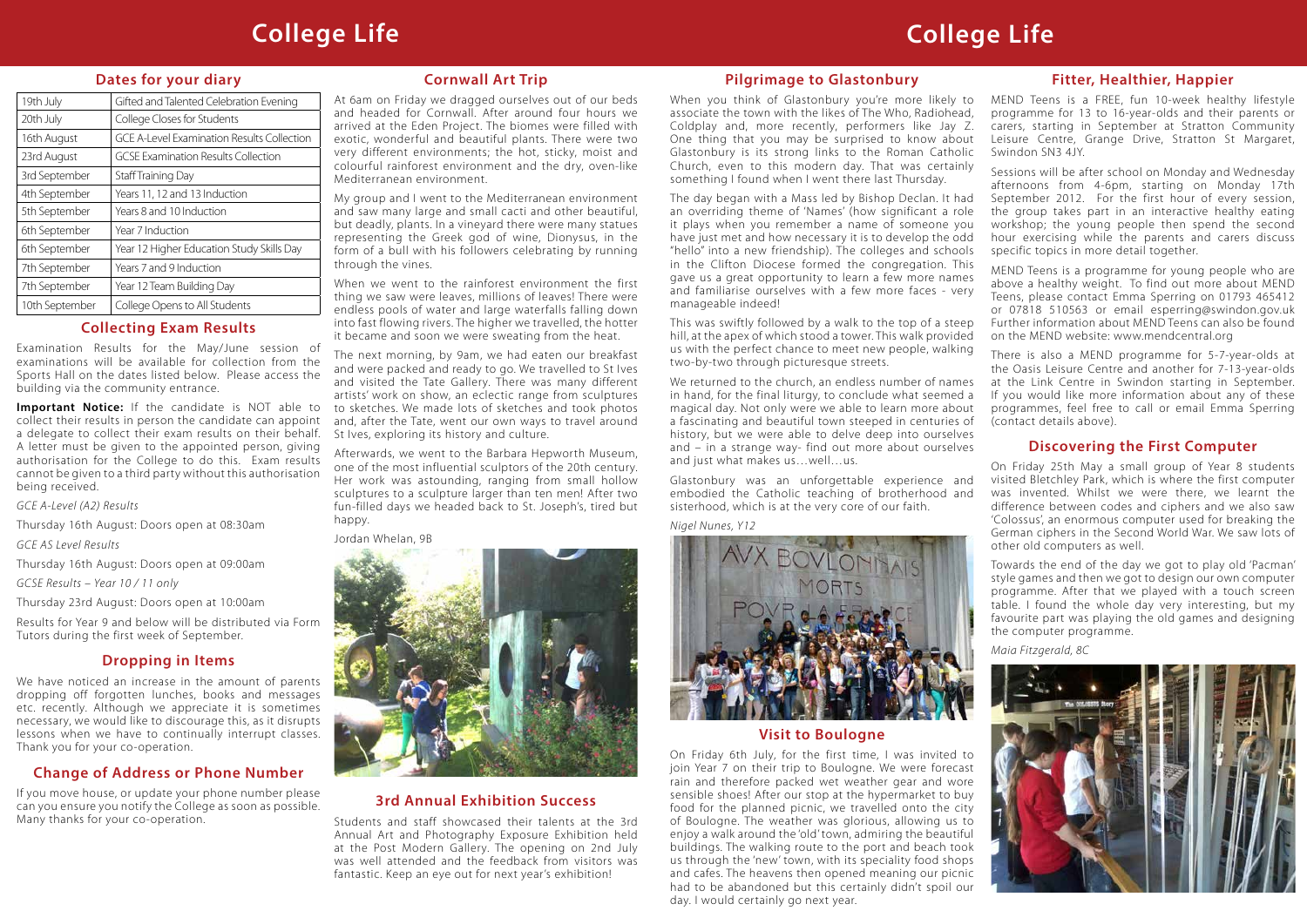# College Life

## Dates for your diary

| | |
|---|---|
| 19th July | Gifted and Talented Celebration Evening |
| 20th July | College Closes for Students |
| 16th August | GCE A-Level Examination Results Collection |
| 23rd August | GCSE Examination Results Collection |
| 3rd September | Staff Training Day |
| 4th September | Years 11, 12 and 13 Induction |
| 5th September | Years 8 and 10 Induction |
| 6th September | Year 7 Induction |
| 6th September | Year 12 Higher Education Study Skills Day |
| 7th September | Years 7 and 9 Induction |
| 7th September | Year 12 Team Building Day |
| 10th September | College Opens to All Students |

## Collecting Exam Results

Examination Results for the May/June session of examinations will be available for collection from the Sports Hall on the dates listed below. Please access the building via the community entrance.

**Important Notice:** If the candidate is NOT able to collect their results in person the candidate can appoint a delegate to collect their exam results on their behalf. A letter must be given to the appointed person, giving authorisation for the College to do this. Exam results cannot be given to a third party without this authorisation being received.

*GCE A-Level (A2) Results*

Thursday 16th August: Doors open at 08:30am

*GCE AS Level Results*

Thursday 16th August: Doors open at 09:00am

*GCSE Results – Year 10 / 11 only*

Thursday 23rd August: Doors open at 10:00am

Results for Year 9 and below will be distributed via Form Tutors during the first week of September.

## Dropping in Items

We have noticed an increase in the amount of parents dropping off forgotten lunches, books and messages etc. recently. Although we appreciate it is sometimes necessary, we would like to discourage this, as it disrupts lessons when we have to continually interrupt classes. Thank you for your co-operation.

## Change of Address or Phone Number

If you move house, or update your phone number please can you ensure you notify the College as soon as possible. Many thanks for your co-operation.

## Cornwall Art Trip

At 6am on Friday we dragged ourselves out of our beds and headed for Cornwall. After around four hours we arrived at the Eden Project. The biomes were filled with exotic, wonderful and beautiful plants. There were two very different environments; the hot, sticky, moist and colourful rainforest environment and the dry, oven-like Mediterranean environment.

My group and I went to the Mediterranean environment and saw many large and small cacti and other beautiful, but deadly, plants. In a vineyard there were many statues representing the Greek god of wine, Dionysus, in the form of a bull with his followers celebrating by running through the vines.

When we went to the rainforest environment the first thing we saw were leaves, millions of leaves! There were endless pools of water and large waterfalls falling down into fast flowing rivers. The higher we travelled, the hotter it became and soon we were sweating from the heat.

The next morning, by 9am, we had eaten our breakfast and were packed and ready to go. We travelled to St Ives and visited the Tate Gallery. There was many different artists' work on show, an eclectic range from sculptures to sketches. We made lots of sketches and took photos and, after the Tate, went our own ways to travel around St Ives, exploring its history and culture.

Afterwards, we went to the Barbara Hepworth Museum, one of the most influential sculptors of the 20th century. Her work was astounding, ranging from small hollow sculptures to a sculpture larger than ten men! After two fun-filled days we headed back to St. Joseph's, tired but happy.

Jordan Whelan, 9B

## 3rd Annual Exhibition Success

Students and staff showcased their talents at the 3rd Annual Art and Photography Exposure Exhibition held at the Post Modern Gallery. The opening on 2nd July was well attended and the feedback from visitors was fantastic. Keep an eye out for next year's exhibition!

## Pilgrimage to Glastonbury

When you think of Glastonbury you're more likely to associate the town with the likes of The Who, Radiohead, Coldplay and, more recently, performers like Jay Z. One thing that you may be surprised to know about Glastonbury is its strong links to the Roman Catholic Church, even to this modern day. That was certainly something I found when I went there last Thursday.

The day began with a Mass led by Bishop Declan. It had an overriding theme of 'Names' (how significant a role it plays when you remember a name of someone you have just met and how necessary it is to develop the odd "hello" into a new friendship). The colleges and schools in the Clifton Diocese formed the congregation. This gave us a great opportunity to learn a few more names and familiarise ourselves with a few more faces - very manageable indeed!

This was swiftly followed by a walk to the top of a steep hill, at the apex of which stood a tower. This walk provided us with the perfect chance to meet new people, walking two-by-two through picturesque streets.

We returned to the church, an endless number of names in hand, for the final liturgy, to conclude what seemed a magical day. Not only were we able to learn more about a fascinating and beautiful town steeped in centuries of history, but we were able to delve deep into ourselves and – in a strange way- find out more about ourselves and just what makes us…well…us.

Glastonbury was an unforgettable experience and embodied the Catholic teaching of brotherhood and sisterhood, which is at the very core of our faith.

*Nigel Nunes, Y12*

## Visit to Boulogne

On Friday 6th July, for the first time, I was invited to join Year 7 on their trip to Boulogne. We were forecast rain and therefore packed wet weather gear and wore sensible shoes! After our stop at the hypermarket to buy food for the planned picnic, we travelled onto the city of Boulogne. The weather was glorious, allowing us to enjoy a walk around the 'old' town, admiring the beautiful buildings. The walking route to the port and beach took us through the 'new' town, with its speciality food shops and cafes. The heavens then opened meaning our picnic had to be abandoned but this certainly didn't spoil our day. I would certainly go next year.

## Fitter, Healthier, Happier

MEND Teens is a FREE, fun 10-week healthy lifestyle programme for 13 to 16-year-olds and their parents or carers, starting in September at Stratton Community Leisure Centre, Grange Drive, Stratton St Margaret, Swindon SN3 4JY.

Sessions will be after school on Monday and Wednesday afternoons from 4-6pm, starting on Monday 17th September 2012. For the first hour of every session, the group takes part in an interactive healthy eating workshop; the young people then spend the second hour exercising while the parents and carers discuss specific topics in more detail together.

MEND Teens is a programme for young people who are above a healthy weight. To find out more about MEND Teens, please contact Emma Sperring on 01793 465412 or 07818 510563 or email esperring@swindon.gov.uk Further information about MEND Teens can also be found on the MEND website: www.mendcentral.org

There is also a MEND programme for 5-7-year-olds at the Oasis Leisure Centre and another for 7-13-year-olds at the Link Centre in Swindon starting in September. If you would like more information about any of these programmes, feel free to call or email Emma Sperring (contact details above).

## Discovering the First Computer

On Friday 25th May a small group of Year 8 students visited Bletchley Park, which is where the first computer was invented. Whilst we were there, we learnt the difference between codes and ciphers and we also saw 'Colossus', an enormous computer used for breaking the German ciphers in the Second World War. We saw lots of other old computers as well.

Towards the end of the day we got to play old 'Pacman' style games and then we got to design our own computer programme. After that we played with a touch screen table. I found the whole day very interesting, but my favourite part was playing the old games and designing the computer programme.

*Maia Fitzgerald, 8C*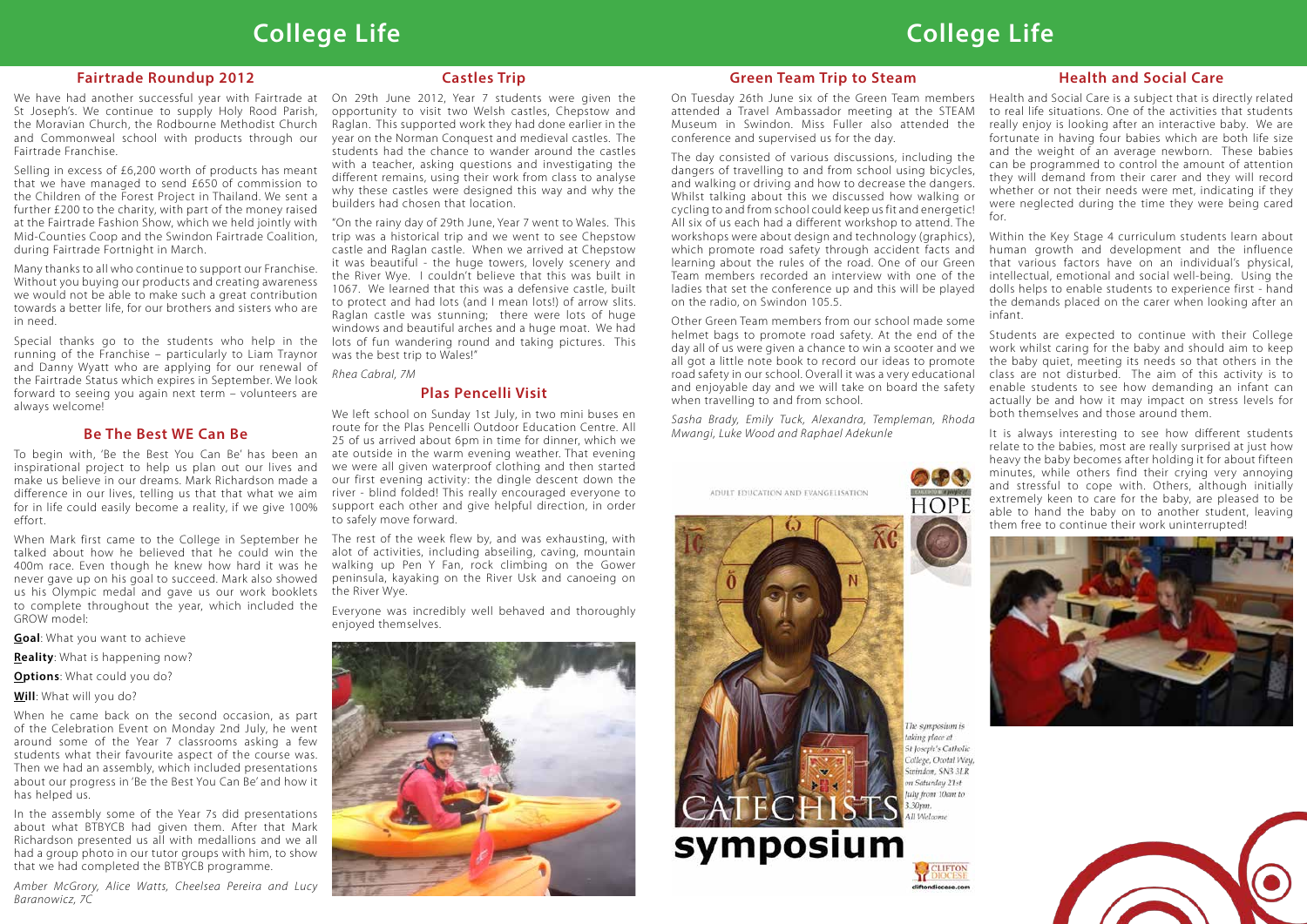# College Life

## Fairtrade Roundup 2012

We have had another successful year with Fairtrade at St Joseph's. We continue to supply Holy Rood Parish, the Moravian Church, the Rodbourne Methodist Church and Commonweal school with products through our Fairtrade Franchise.

Selling in excess of £6,200 worth of products has meant that we have managed to send £650 of commission to the Children of the Forest Project in Thailand. We sent a further £200 to the charity, with part of the money raised at the Fairtrade Fashion Show, which we held jointly with Mid-Counties Coop and the Swindon Fairtrade Coalition, during Fairtrade Fortnight in March.

Many thanks to all who continue to support our Franchise. Without you buying our products and creating awareness we would not be able to make such a great contribution towards a better life, for our brothers and sisters who are in need.

Special thanks go to the students who help in the running of the Franchise – particularly to Liam Traynor and Danny Wyatt who are applying for our renewal of the Fairtrade Status which expires in September. We look forward to seeing you again next term – volunteers are always welcome!

## Be The Best WE Can Be

To begin with, 'Be the Best You Can Be' has been an inspirational project to help us plan out our lives and make us believe in our dreams. Mark Richardson made a difference in our lives, telling us that that what we aim for in life could easily become a reality, if we give 100% effort.

When Mark first came to the College in September he talked about how he believed that he could win the 400m race. Even though he knew how hard it was he never gave up on his goal to succeed. Mark also showed us his Olympic medal and gave us our work booklets to complete throughout the year, which included the GROW model:

**Goal**: What you want to achieve

**Reality**: What is happening now?

**Options**: What could you do?

**Will**: What will you do?

When he came back on the second occasion, as part of the Celebration Event on Monday 2nd July, he went around some of the Year 7 classrooms asking a few students what their favourite aspect of the course was. Then we had an assembly, which included presentations about our progress in 'Be the Best You Can Be' and how it has helped us.

In the assembly some of the Year 7s did presentations about what BTBYCB had given them. After that Mark Richardson presented us all with medallions and we all had a group photo in our tutor groups with him, to show that we had completed the BTBYCB programme.

*Amber McGrory, Alice Watts, Cheelsea Pereira and Lucy Baranowicz, 7C*

## Castles Trip

On 29th June 2012, Year 7 students were given the opportunity to visit two Welsh castles, Chepstow and Raglan. This supported work they had done earlier in the year on the Norman Conquest and medieval castles. The students had the chance to wander around the castles with a teacher, asking questions and investigating the different remains, using their work from class to analyse why these castles were designed this way and why the builders had chosen that location.

"On the rainy day of 29th June, Year 7 went to Wales. This trip was a historical trip and we went to see Chepstow castle and Raglan castle. When we arrived at Chepstow it was beautiful - the huge towers, lovely scenery and the River Wye. I couldn't believe that this was built in 1067. We learned that this was a defensive castle, built to protect and had lots (and I mean lots!) of arrow slits. Raglan castle was stunning; there were lots of huge windows and beautiful arches and a huge moat. We had lots of fun wandering round and taking pictures. This was the best trip to Wales!"

*Rhea Cabral, 7M*

## Plas Pencelli Visit

We left school on Sunday 1st July, in two mini buses en route for the Plas Pencelli Outdoor Education Centre. All 25 of us arrived about 6pm in time for dinner, which we ate outside in the warm evening weather. That evening we were all given waterproof clothing and then started our first evening activity: the dingle descent down the river - blind folded! This really encouraged everyone to support each other and give helpful direction, in order to safely move forward.

The rest of the week flew by, and was exhausting, with alot of activities, including abseiling, caving, mountain walking up Pen Y Fan, rock climbing on the Gower peninsula, kayaking on the River Usk and canoeing on the River Wye.

Everyone was incredibly well behaved and thoroughly enjoyed themselves.

## Green Team Trip to Steam

On Tuesday 26th June six of the Green Team members attended a Travel Ambassador meeting at the STEAM Museum in Swindon. Miss Fuller also attended the conference and supervised us for the day.

The day consisted of various discussions, including the dangers of travelling to and from school using bicycles, and walking or driving and how to decrease the dangers. Whilst talking about this we discussed how walking or cycling to and from school could keep us fit and energetic! All six of us each had a different workshop to attend. The workshops were about design and technology (graphics), which promote road safety through accident facts and learning about the rules of the road. One of our Green Team members recorded an interview with one of the ladies that set the conference up and this will be played on the radio, on Swindon 105.5.

Other Green Team members from our school made some helmet bags to promote road safety. At the end of the day all of us were given a chance to win a scooter and we all got a little note book to record our ideas to promote road safety in our school. Overall it was a very educational and enjoyable day and we will take on board the safety when travelling to and from school.

*Sasha Brady, Emily Tuck, Alexandra, Templeman, Rhoda Mwangi, Luke Wood and Raphael Adekunle*

ADULT EDUCATION AND EVANGELISATION

HOPE

The symposium is taking place at St Joseph's Catholic College, Ocotal Way, Swindon, SN3 3LR on Saturday 21st July from 10am to 3.30pm. All Welcome

CATECHISTS symposium

CLIFTON DIOCESE cliftondiocese.com

## Health and Social Care

Health and Social Care is a subject that is directly related to real life situations. One of the activities that students really enjoy is looking after an interactive baby. We are fortunate in having four babies which are both life size and the weight of an average newborn. These babies can be programmed to control the amount of attention they will demand from their carer and they will record whether or not their needs were met, indicating if they were neglected during the time they were being cared for.

Within the Key Stage 4 curriculum students learn about human growth and development and the influence that various factors have on an individual's physical, intellectual, emotional and social well-being. Using the dolls helps to enable students to experience first - hand the demands placed on the carer when looking after an infant.

Students are expected to continue with their College work whilst caring for the baby and should aim to keep the baby quiet, meeting its needs so that others in the class are not disturbed. The aim of this activity is to enable students to see how demanding an infant can actually be and how it may impact on stress levels for both themselves and those around them.

It is always interesting to see how different students relate to the babies, most are really surprised at just how heavy the baby becomes after holding it for about fifteen minutes, while others find their crying very annoying and stressful to cope with. Others, although initially extremely keen to care for the baby, are pleased to be able to hand the baby on to another student, leaving them free to continue their work uninterrupted!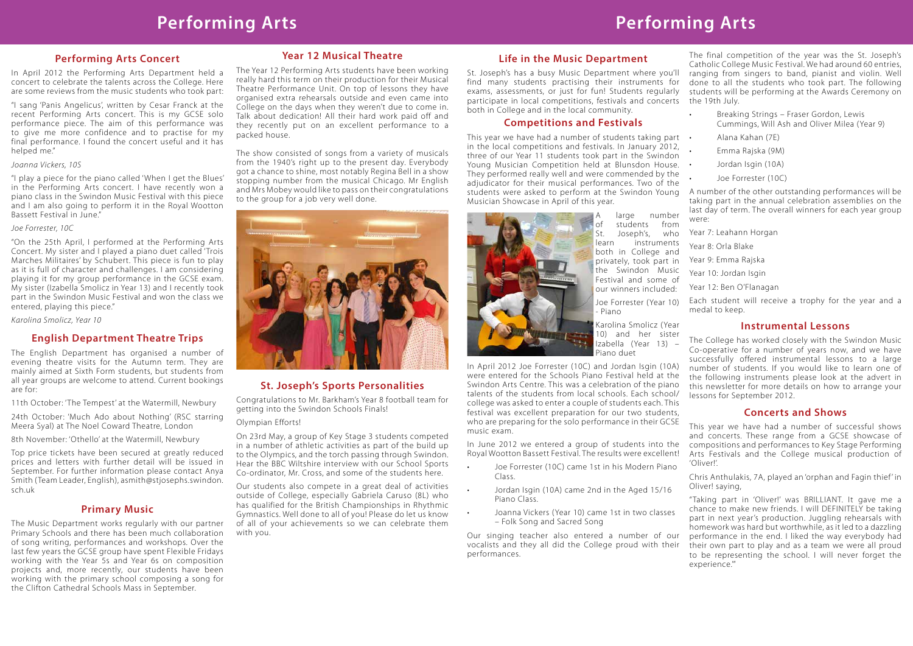# Performing Arts

## Performing Arts Concert

In April 2012 the Performing Arts Department held a concert to celebrate the talents across the College. Here are some reviews from the music students who took part:

"I sang 'Panis Angelicus', written by Cesar Franck at the recent Performing Arts concert. This is my GCSE solo performance piece. The aim of this performance was to give me more confidence and to practise for my final performance. I found the concert useful and it has helped me."

*Joanna Vickers, 10S*

"I play a piece for the piano called 'When I get the Blues' in the Performing Arts concert. I have recently won a piano class in the Swindon Music Festival with this piece and I am also going to perform it in the Royal Wootton Bassett Festival in June."

*Joe Forrester, 10C*

"On the 25th April, I performed at the Performing Arts Concert. My sister and I played a piano duet called 'Trois Marches Militaires' by Schubert. This piece is fun to play as it is full of character and challenges. I am considering playing it for my group performance in the GCSE exam. My sister (Izabella Smolicz in Year 13) and I recently took part in the Swindon Music Festival and won the class we entered, playing this piece."

*Karolina Smolicz, Year 10*

## English Department Theatre Trips

The English Department has organised a number of evening theatre visits for the Autumn term. They are mainly aimed at Sixth Form students, but students from all year groups are welcome to attend. Current bookings are for:

11th October: 'The Tempest' at the Watermill, Newbury

24th October: 'Much Ado about Nothing' (RSC starring Meera Syal) at The Noel Coward Theatre, London

8th November: 'Othello' at the Watermill, Newbury

Top price tickets have been secured at greatly reduced prices and letters with further detail will be issued in September. For further information please contact Anya Smith (Team Leader, English), asmith@stjosephs.swindon.sch.uk

## Primary Music

The Music Department works regularly with our partner Primary Schools and there has been much collaboration of song writing, performances and workshops. Over the last few years the GCSE group have spent Flexible Fridays working with the Year 5s and Year 6s on composition projects and, more recently, our students have been working with the primary school composing a song for the Clifton Cathedral Schools Mass in September.

## Year 12 Musical Theatre

The Year 12 Performing Arts students have been working really hard this term on their production for their Musical Theatre Performance Unit. On top of lessons they have organised extra rehearsals outside and even came into College on the days when they weren't due to come in. Talk about dedication! All their hard work paid off and they recently put on an excellent performance to a packed house.

The show consisted of songs from a variety of musicals from the 1940's right up to the present day. Everybody got a chance to shine, most notably Regina Bell in a show stopping number from the musical Chicago. Mr English and Mrs Mobey would like to pass on their congratulations to the group for a job very well done.

## St. Joseph's Sports Personalities

Congratulations to Mr. Barkham's Year 8 football team for getting into the Swindon Schools Finals!

Olympian Efforts!

On 23rd May, a group of Key Stage 3 students competed in a number of athletic activities as part of the build up to the Olympics, and the torch passing through Swindon. Hear the BBC Wiltshire interview with our School Sports Co-ordinator, Mr. Cross, and some of the students here.

Our students also compete in a great deal of activities outside of College, especially Gabriela Caruso (8L) who has qualified for the British Championships in Rhythmic Gymnastics. Well done to all of you! Please do let us know of all of your achievements so we can celebrate them with you.

# Performing Arts

## Life in the Music Department

St. Joseph's has a busy Music Department where you'll find many students practising their instruments for exams, assessments, or just for fun! Students regularly participate in local competitions, festivals and concerts both in College and in the local community.

## Competitions and Festivals

This year we have had a number of students taking part in the local competitions and festivals. In January 2012, three of our Year 11 students took part in the Swindon Young Musician Competition held at Blunsdon House. They performed really well and were commended by the adjudicator for their musical performances. Two of the students were asked to perform at the Swindon Young Musician Showcase in April of this year.

A large number of students from St. Joseph's, who learn instruments both in College and privately, took part in the Swindon Music Festival and some of our winners included:

Joe Forrester (Year 10) - Piano

Karolina Smolicz (Year 10) and her sister Izabella (Year 13) – Piano duet

In April 2012 Joe Forrester (10C) and Jordan Isgin (10A) were entered for the Schools Piano Festival held at the Swindon Arts Centre. This was a celebration of the piano talents of the students from local schools. Each school/college was asked to enter a couple of students each. This festival was excellent preparation for our two students, who are preparing for the solo performance in their GCSE music exam.

In June 2012 we entered a group of students into the Royal Wootton Bassett Festival. The results were excellent!

- Joe Forrester (10C) came 1st in his Modern Piano Class.
- Jordan Isgin (10A) came 2nd in the Aged 15/16 Piano Class.
- Joanna Vickers (Year 10) came 1st in two classes – Folk Song and Sacred Song

Our singing teacher also entered a number of our vocalists and they all did the College proud with their performances.

The final competition of the year was the St. Joseph's Catholic College Music Festival. We had around 60 entries, ranging from singers to band, pianist and violin. Well done to all the students who took part. The following students will be performing at the Awards Ceremony on the 19th July.

- Breaking Strings – Fraser Gordon, Lewis Cummings, Will Ash and Oliver Milea (Year 9)
- Alana Kahan (7E)
- Emma Rajska (9M)
- Jordan Isgin (10A)
- Joe Forrester (10C)

A number of the other outstanding performances will be taking part in the annual celebration assemblies on the last day of term. The overall winners for each year group were:

Year 7: Leahann Horgan

Year 8: Orla Blake

Year 9: Emma Rajska

Year 10: Jordan Isgin

Year 12: Ben O'Flanagan

Each student will receive a trophy for the year and a medal to keep.

## Instrumental Lessons

The College has worked closely with the Swindon Music Co-operative for a number of years now, and we have successfully offered instrumental lessons to a large number of students. If you would like to learn one of the following instruments please look at the advert in this newsletter for more details on how to arrange your lessons for September 2012.

## Concerts and Shows

This year we have had a number of successful shows and concerts. These range from a GCSE showcase of compositions and performances to Key Stage Performing Arts Festivals and the College musical production of 'Oliver!'.

Chris Anthulakis, 7A, played an 'orphan and Fagin thief' in Oliver! saying,

"Taking part in 'Oliver!' was BRILLIANT. It gave me a chance to make new friends. I will DEFINITELY be taking part in next year's production. Juggling rehearsals with homework was hard but worthwhile, as it led to a dazzling performance in the end. I liked the way everybody had their own part to play and as a team we were all proud to be representing the school. I will never forget the experience.'"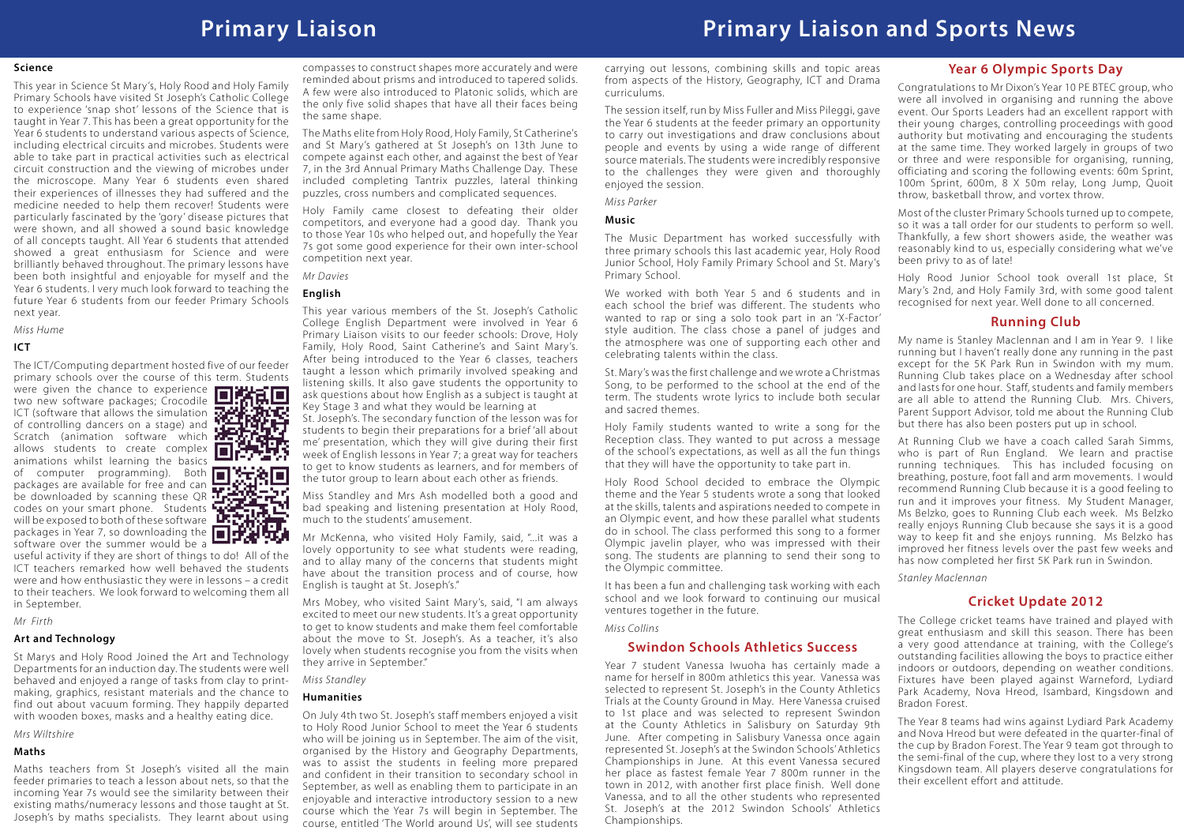# Primary Liaison

### Science

This year in Science St Mary's, Holy Rood and Holy Family Primary Schools have visited St Joseph's Catholic College to experience 'snap shot' lessons of the Science that is taught in Year 7. This has been a great opportunity for the Year 6 students to understand various aspects of Science, including electrical circuits and microbes. Students were able to take part in practical activities such as electrical circuit construction and the viewing of microbes under the microscope. Many Year 6 students even shared their experiences of illnesses they had suffered and the medicine needed to help them recover! Students were particularly fascinated by the 'gory' disease pictures that were shown, and all showed a sound basic knowledge of all concepts taught. All Year 6 students that attended showed a great enthusiasm for Science and were brilliantly behaved throughout. The primary lessons have been both insightful and enjoyable for myself and the Year 6 students. I very much look forward to teaching the future Year 6 students from our feeder Primary Schools next year.

*Miss Hume*

### ICT

The ICT/Computing department hosted five of our feeder primary schools over the course of this term. Students were given the chance to experience two new software packages; Crocodile ICT (software that allows the simulation of controlling dancers on a stage) and Scratch (animation software which allows students to create complex animations whilst learning the basics of computer programming). Both packages are available for free and can be downloaded by scanning these QR codes on your smart phone. Students will be exposed to both of these software packages in Year 7, so downloading the software over the summer would be a useful activity if they are short of things to do! All of the ICT teachers remarked how well behaved the students were and how enthusiastic they were in lessons – a credit to their teachers. We look forward to welcoming them all in September.

*Mr Firth*

### Art and Technology

St Marys and Holy Rood Joined the Art and Technology Departments for an induction day. The students were well behaved and enjoyed a range of tasks from clay to print-making, graphics, resistant materials and the chance to find out about vacuum forming. They happily departed with wooden boxes, masks and a healthy eating dice.

*Mrs Wiltshire*

### Maths

Maths teachers from St Joseph's visited all the main feeder primaries to teach a lesson about nets, so that the incoming Year 7s would see the similarity between their existing maths/numeracy lessons and those taught at St. Joseph's by maths specialists. They learnt about using compasses to construct shapes more accurately and were reminded about prisms and introduced to tapered solids. A few were also introduced to Platonic solids, which are the only five solid shapes that have all their faces being the same shape.

The Maths elite from Holy Rood, Holy Family, St Catherine's and St Mary's gathered at St Joseph's on 13th June to compete against each other, and against the best of Year 7, in the 3rd Annual Primary Maths Challenge Day. These included completing Tantrix puzzles, lateral thinking puzzles, cross numbers and complicated sequences.

Holy Family came closest to defeating their older competitors, and everyone had a good day. Thank you to those Year 10s who helped out, and hopefully the Year 7s got some good experience for their own inter-school competition next year.

*Mr Davies*

### English

This year various members of the St. Joseph's Catholic College English Department were involved in Year 6 Primary Liaison visits to our feeder schools: Drove, Holy Family, Holy Rood, Saint Catherine's and Saint Mary's. After being introduced to the Year 6 classes, teachers taught a lesson which primarily involved speaking and listening skills. It also gave students the opportunity to ask questions about how English as a subject is taught at Key Stage 3 and what they would be learning at St. Joseph's. The secondary function of the lesson was for students to begin their preparations for a brief 'all about me' presentation, which they will give during their first week of English lessons in Year 7; a great way for teachers to get to know students as learners, and for members of the tutor group to learn about each other as friends.

Miss Standley and Mrs Ash modelled both a good and bad speaking and listening presentation at Holy Rood, much to the students' amusement.

Mr McKenna, who visited Holy Family, said, "...it was a lovely opportunity to see what students were reading, and to allay many of the concerns that students might have about the transition process and of course, how English is taught at St. Joseph's."

Mrs Mobey, who visited Saint Mary's, said, "I am always excited to meet our new students. It's a great opportunity to get to know students and make them feel comfortable about the move to St. Joseph's. As a teacher, it's also lovely when students recognise you from the visits when they arrive in September."

*Miss Standley*

### Humanities

On July 4th two St. Joseph's staff members enjoyed a visit to Holy Rood Junior School to meet the Year 6 students who will be joining us in September. The aim of the visit, organised by the History and Geography Departments, was to assist the students in feeling more prepared and confident in their transition to secondary school in September, as well as enabling them to participate in an enjoyable and interactive introductory session to a new course which the Year 7s will begin in September. The course, entitled 'The World around Us', will see students carrying out lessons, combining skills and topic areas from aspects of the History, Geography, ICT and Drama curriculums.

The session itself, run by Miss Fuller and Miss Pileggi, gave the Year 6 students at the feeder primary an opportunity to carry out investigations and draw conclusions about people and events by using a wide range of different source materials. The students were incredibly responsive to the challenges they were given and thoroughly enjoyed the session.

*Miss Parker*

### Music

The Music Department has worked successfully with three primary schools this last academic year, Holy Rood Junior School, Holy Family Primary School and St. Mary's Primary School.

We worked with both Year 5 and 6 students and in each school the brief was different. The students who wanted to rap or sing a solo took part in an 'X-Factor' style audition. The class chose a panel of judges and the atmosphere was one of supporting each other and celebrating talents within the class.

St. Mary's was the first challenge and we wrote a Christmas Song, to be performed to the school at the end of the term. The students wrote lyrics to include both secular and sacred themes.

Holy Family students wanted to write a song for the Reception class. They wanted to put across a message of the school's expectations, as well as all the fun things that they will have the opportunity to take part in.

Holy Rood School decided to embrace the Olympic theme and the Year 5 students wrote a song that looked at the skills, talents and aspirations needed to compete in an Olympic event, and how these parallel what students do in school. The class performed this song to a former Olympic javelin player, who was impressed with their song. The students are planning to send their song to the Olympic committee.

It has been a fun and challenging task working with each school and we look forward to continuing our musical ventures together in the future.

*Miss Collins*

# Primary Liaison and Sports News

## Swindon Schools Athletics Success

Year 7 student Vanessa Iwuoha has certainly made a name for herself in 800m athletics this year. Vanessa was selected to represent St. Joseph's in the County Athletics Trials at the County Ground in May. Here Vanessa cruised to 1st place and was selected to represent Swindon at the County Athletics in Salisbury on Saturday 9th June. After competing in Salisbury Vanessa once again represented St. Joseph's at the Swindon Schools' Athletics Championships in June. At this event Vanessa secured her place as fastest female Year 7 800m runner in the town in 2012, with another first place finish. Well done Vanessa, and to all the other students who represented St. Joseph's at the 2012 Swindon Schools' Athletics Championships.

## Year 6 Olympic Sports Day

Congratulations to Mr Dixon's Year 10 PE BTEC group, who were all involved in organising and running the above event. Our Sports Leaders had an excellent rapport with their young charges, controlling proceedings with good authority but motivating and encouraging the students at the same time. They worked largely in groups of two or three and were responsible for organising, running, officiating and scoring the following events: 60m Sprint, 100m Sprint, 600m, 8 X 50m relay, Long Jump, Quoit throw, basketball throw, and vortex throw.

Most of the cluster Primary Schools turned up to compete, so it was a tall order for our students to perform so well. Thankfully, a few short showers aside, the weather was reasonably kind to us, especially considering what we've been privy to as of late!

Holy Rood Junior School took overall 1st place, St Mary's 2nd, and Holy Family 3rd, with some good talent recognised for next year. Well done to all concerned.

## Running Club

My name is Stanley Maclennan and I am in Year 9. I like running but I haven't really done any running in the past except for the 5K Park Run in Swindon with my mum. Running Club takes place on a Wednesday after school and lasts for one hour. Staff, students and family members are all able to attend the Running Club. Mrs. Chivers, Parent Support Advisor, told me about the Running Club but there has also been posters put up in school.

At Running Club we have a coach called Sarah Simms, who is part of Run England. We learn and practise running techniques. This has included focusing on breathing, posture, foot fall and arm movements. I would recommend Running Club because it is a good feeling to run and it improves your fitness. My Student Manager, Ms Belzko, goes to Running Club each week. Ms Belzko really enjoys Running Club because she says it is a good way to keep fit and she enjoys running. Ms Belzko has improved her fitness levels over the past few weeks and has now completed her first 5K Park run in Swindon.

*Stanley Maclennan*

## Cricket Update 2012

The College cricket teams have trained and played with great enthusiasm and skill this season. There has been a very good attendance at training, with the College's outstanding facilities allowing the boys to practice either indoors or outdoors, depending on weather conditions. Fixtures have been played against Warneford, Lydiard Park Academy, Nova Hreod, Isambard, Kingsdown and Bradon Forest.

The Year 8 teams had wins against Lydiard Park Academy and Nova Hreod but were defeated in the quarter-final of the cup by Bradon Forest. The Year 9 team got through to the semi-final of the cup, where they lost to a very strong Kingsdown team. All players deserve congratulations for their excellent effort and attitude.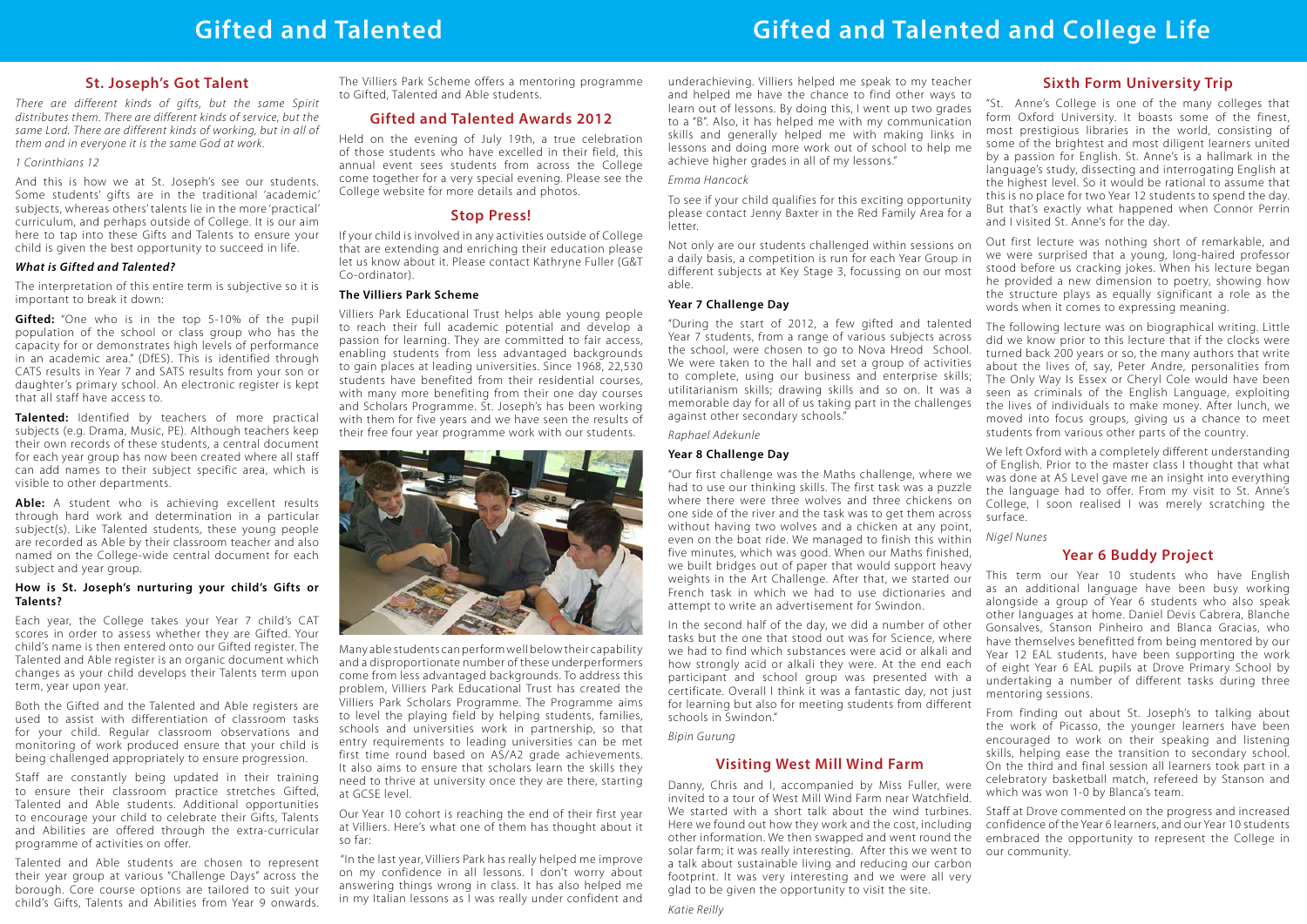# Gifted and Talented

## St. Joseph's Got Talent

*There are different kinds of gifts, but the same Spirit distributes them. There are different kinds of service, but the same Lord. There are different kinds of working, but in all of them and in everyone it is the same God at work.*

*1 Corinthians 12*

And this is how we at St. Joseph's see our students. Some students' gifts are in the traditional 'academic' subjects, whereas others' talents lie in the more 'practical' curriculum, and perhaps outside of College. It is our aim here to tap into these Gifts and Talents to ensure your child is given the best opportunity to succeed in life.

***What is Gifted and Talented?***

The interpretation of this entire term is subjective so it is important to break it down:

**Gifted:** "One who is in the top 5-10% of the pupil population of the school or class group who has the capacity for or demonstrates high levels of performance in an academic area." (DfES). This is identified through CATS results in Year 7 and SATS results from your son or daughter's primary school. An electronic register is kept that all staff have access to.

**Talented:** Identified by teachers of more practical subjects (e.g. Drama, Music, PE). Although teachers keep their own records of these students, a central document for each year group has now been created where all staff can add names to their subject specific area, which is visible to other departments.

**Able:** A student who is achieving excellent results through hard work and determination in a particular subject(s). Like Talented students, these young people are recorded as Able by their classroom teacher and also named on the College-wide central document for each subject and year group.

**How is St. Joseph's nurturing your child's Gifts or Talents?**

Each year, the College takes your Year 7 child's CAT scores in order to assess whether they are Gifted. Your child's name is then entered onto our Gifted register. The Talented and Able register is an organic document which changes as your child develops their Talents term upon term, year upon year.

Both the Gifted and the Talented and Able registers are used to assist with differentiation of classroom tasks for your child. Regular classroom observations and monitoring of work produced ensure that your child is being challenged appropriately to ensure progression.

Staff are constantly being updated in their training to ensure their classroom practice stretches Gifted, Talented and Able students. Additional opportunities to encourage your child to celebrate their Gifts, Talents and Abilities are offered through the extra-curricular programme of activities on offer.

Talented and Able students are chosen to represent their year group at various "Challenge Days" across the borough. Core course options are tailored to suit your child's Gifts, Talents and Abilities from Year 9 onwards. The Villiers Park Scheme offers a mentoring programme to Gifted, Talented and Able students.

## Gifted and Talented Awards 2012

Held on the evening of July 19th, a true celebration of those students who have excelled in their field, this annual event sees students from across the College come together for a very special evening. Please see the College website for more details and photos.

## Stop Press!

If your child is involved in any activities outside of College that are extending and enriching their education please let us know about it. Please contact Kathryne Fuller (G&T Co-ordinator).

**The Villiers Park Scheme**

Villiers Park Educational Trust helps able young people to reach their full academic potential and develop a passion for learning. They are committed to fair access, enabling students from less advantaged backgrounds to gain places at leading universities. Since 1968, 22,530 students have benefited from their residential courses, with many more benefiting from their one day courses and Scholars Programme. St. Joseph's has been working with them for five years and we have seen the results of their free four year programme work with our students.

Many able students can perform well below their capability and a disproportionate number of these underperformers come from less advantaged backgrounds. To address this problem, Villiers Park Educational Trust has created the Villiers Park Scholars Programme. The Programme aims to level the playing field by helping students, families, schools and universities work in partnership, so that entry requirements to leading universities can be met first time round based on AS/A2 grade achievements. It also aims to ensure that scholars learn the skills they need to thrive at university once they are there, starting at GCSE level.

Our Year 10 cohort is reaching the end of their first year at Villiers. Here's what one of them has thought about it so far:

"In the last year, Villiers Park has really helped me improve on my confidence in all lessons. I don't worry about answering things wrong in class. It has also helped me in my Italian lessons as I was really under confident and underachieving. Villiers helped me speak to my teacher and helped me have the chance to find other ways to learn out of lessons. By doing this, I went up two grades to a "B". Also, it has helped me with my communication skills and generally helped me with making links in lessons and doing more work out of school to help me achieve higher grades in all of my lessons."

*Emma Hancock*

To see if your child qualifies for this exciting opportunity please contact Jenny Baxter in the Red Family Area for a letter.

Not only are our students challenged within sessions on a daily basis, a competition is run for each Year Group in different subjects at Key Stage 3, focussing on our most able.

**Year 7 Challenge Day**

"During the start of 2012, a few gifted and talented Year 7 students, from a range of various subjects across the school, were chosen to go to Nova Hreod School. We were taken to the hall and set a group of activities to complete, using our business and enterprise skills; utilitarianism skills; drawing skills and so on. It was a memorable day for all of us taking part in the challenges against other secondary schools."

*Raphael Adekunle*

**Year 8 Challenge Day**

"Our first challenge was the Maths challenge, where we had to use our thinking skills. The first task was a puzzle where there were three wolves and three chickens on one side of the river and the task was to get them across without having two wolves and a chicken at any point, even on the boat ride. We managed to finish this within five minutes, which was good. When our Maths finished, we built bridges out of paper that would support heavy weights in the Art Challenge. After that, we started our French task in which we had to use dictionaries and attempt to write an advertisement for Swindon.

In the second half of the day, we did a number of other tasks but the one that stood out was for Science, where we had to find which substances were acid or alkali and how strongly acid or alkali they were. At the end each participant and school group was presented with a certificate. Overall I think it was a fantastic day, not just for learning but also for meeting students from different schools in Swindon."

*Bipin Gurung*

## Visiting West Mill Wind Farm

Danny, Chris and I, accompanied by Miss Fuller, were invited to a tour of West Mill Wind Farm near Watchfield. We started with a short talk about the wind turbines. Here we found out how they work and the cost, including other information. We then swapped and went round the solar farm; it was really interesting. After this we went to a talk about sustainable living and reducing our carbon footprint. It was very interesting and we were all very glad to be given the opportunity to visit the site.

*Katie Reilly*

# Gifted and Talented and College Life

## Sixth Form University Trip

"St. Anne's College is one of the many colleges that form Oxford University. It boasts some of the finest, most prestigious libraries in the world, consisting of some of the brightest and most diligent learners united by a passion for English. St. Anne's is a hallmark in the language's study, dissecting and interrogating English at the highest level. So it would be rational to assume that this is no place for two Year 12 students to spend the day. But that's exactly what happened when Connor Perrin and I visited St. Anne's for the day.

Out first lecture was nothing short of remarkable, and we were surprised that a young, long-haired professor stood before us cracking jokes. When his lecture began he provided a new dimension to poetry, showing how the structure plays as equally significant a role as the words when it comes to expressing meaning.

The following lecture was on biographical writing. Little did we know prior to this lecture that if the clocks were turned back 200 years or so, the many authors that write about the lives of, say, Peter Andre, personalities from The Only Way Is Essex or Cheryl Cole would have been seen as criminals of the English Language, exploiting the lives of individuals to make money. After lunch, we moved into focus groups, giving us a chance to meet students from various other parts of the country.

We left Oxford with a completely different understanding of English. Prior to the master class I thought that what was done at AS Level gave me an insight into everything the language had to offer. From my visit to St. Anne's College, I soon realised I was merely scratching the surface.

*Nigel Nunes*

## Year 6 Buddy Project

This term our Year 10 students who have English as an additional language have been busy working alongside a group of Year 6 students who also speak other languages at home. Daniel Devis Cabrera, Blanche Gonsalves, Stanson Pinheiro and Blanca Gracias, who have themselves benefitted from being mentored by our Year 12 EAL students, have been supporting the work of eight Year 6 EAL pupils at Drove Primary School by undertaking a number of different tasks during three mentoring sessions.

From finding out about St. Joseph's to talking about the work of Picasso, the younger learners have been encouraged to work on their speaking and listening skills, helping ease the transition to secondary school. On the third and final session all learners took part in a celebratory basketball match, refereed by Stanson and which was won 1-0 by Blanca's team.

Staff at Drove commented on the progress and increased confidence of the Year 6 learners, and our Year 10 students embraced the opportunity to represent the College in our community.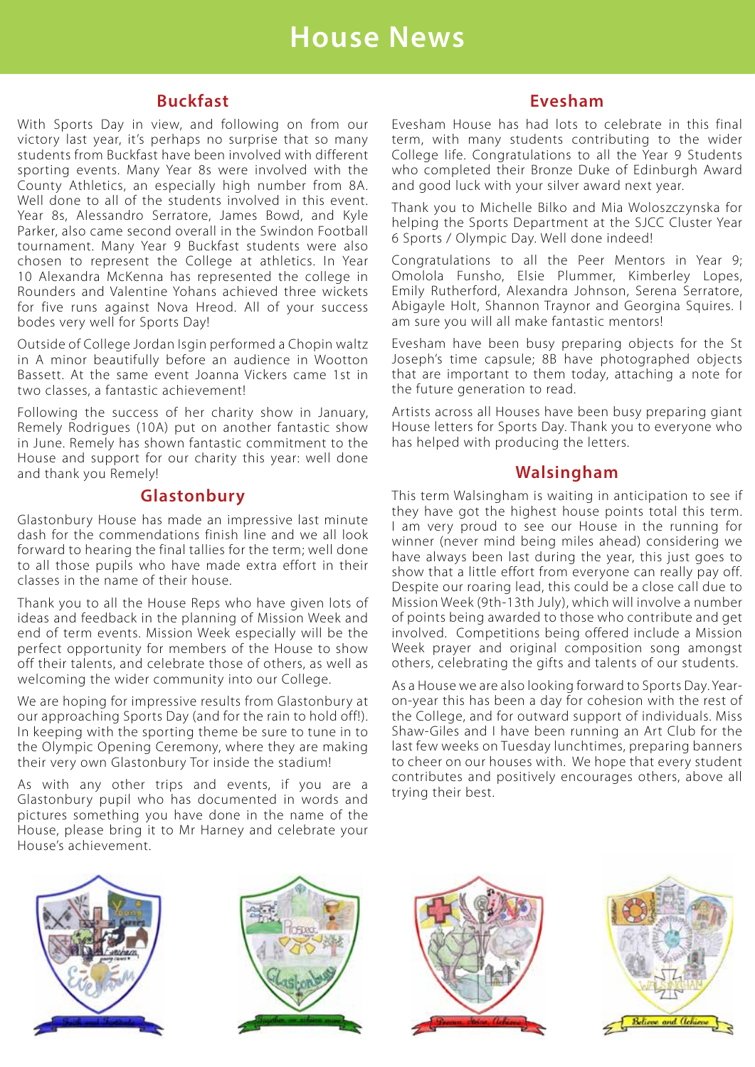# House News

## Buckfast

With Sports Day in view, and following on from our victory last year, it's perhaps no surprise that so many students from Buckfast have been involved with different sporting events. Many Year 8s were involved with the County Athletics, an especially high number from 8A. Well done to all of the students involved in this event. Year 8s, Alessandro Serratore, James Bowd, and Kyle Parker, also came second overall in the Swindon Football tournament. Many Year 9 Buckfast students were also chosen to represent the College at athletics. In Year 10 Alexandra McKenna has represented the college in Rounders and Valentine Yohans achieved three wickets for five runs against Nova Hreod. All of your success bodes very well for Sports Day!

Outside of College Jordan Isgin performed a Chopin waltz in A minor beautifully before an audience in Wootton Bassett. At the same event Joanna Vickers came 1st in two classes, a fantastic achievement!

Following the success of her charity show in January, Remely Rodrigues (10A) put on another fantastic show in June. Remely has shown fantastic commitment to the House and support for our charity this year: well done and thank you Remely!

## Glastonbury

Glastonbury House has made an impressive last minute dash for the commendations finish line and we all look forward to hearing the final tallies for the term; well done to all those pupils who have made extra effort in their classes in the name of their house.

Thank you to all the House Reps who have given lots of ideas and feedback in the planning of Mission Week and end of term events. Mission Week especially will be the perfect opportunity for members of the House to show off their talents, and celebrate those of others, as well as welcoming the wider community into our College.

We are hoping for impressive results from Glastonbury at our approaching Sports Day (and for the rain to hold off!). In keeping with the sporting theme be sure to tune in to the Olympic Opening Ceremony, where they are making their very own Glastonbury Tor inside the stadium!

As with any other trips and events, if you are a Glastonbury pupil who has documented in words and pictures something you have done in the name of the House, please bring it to Mr Harney and celebrate your House's achievement.

## Evesham

Evesham House has had lots to celebrate in this final term, with many students contributing to the wider College life. Congratulations to all the Year 9 Students who completed their Bronze Duke of Edinburgh Award and good luck with your silver award next year.

Thank you to Michelle Bilko and Mia Woloszczynska for helping the Sports Department at the SJCC Cluster Year 6 Sports / Olympic Day. Well done indeed!

Congratulations to all the Peer Mentors in Year 9; Omolola Funsho, Elsie Plummer, Kimberley Lopes, Emily Rutherford, Alexandra Johnson, Serena Serratore, Abigayle Holt, Shannon Traynor and Georgina Squires. I am sure you will all make fantastic mentors!

Evesham have been busy preparing objects for the St Joseph's time capsule; 8B have photographed objects that are important to them today, attaching a note for the future generation to read.

Artists across all Houses have been busy preparing giant House letters for Sports Day. Thank you to everyone who has helped with producing the letters.

## Walsingham

This term Walsingham is waiting in anticipation to see if they have got the highest house points total this term. I am very proud to see our House in the running for winner (never mind being miles ahead) considering we have always been last during the year, this just goes to show that a little effort from everyone can really pay off. Despite our roaring lead, this could be a close call due to Mission Week (9th-13th July), which will involve a number of points being awarded to those who contribute and get involved. Competitions being offered include a Mission Week prayer and original composition song amongst others, celebrating the gifts and talents of our students.

As a House we are also looking forward to Sports Day. Year-on-year this has been a day for cohesion with the rest of the College, and for outward support of individuals. Miss Shaw-Giles and I have been running an Art Club for the last few weeks on Tuesday lunchtimes, preparing banners to cheer on our houses with. We hope that every student contributes and positively encourages others, above all trying their best.